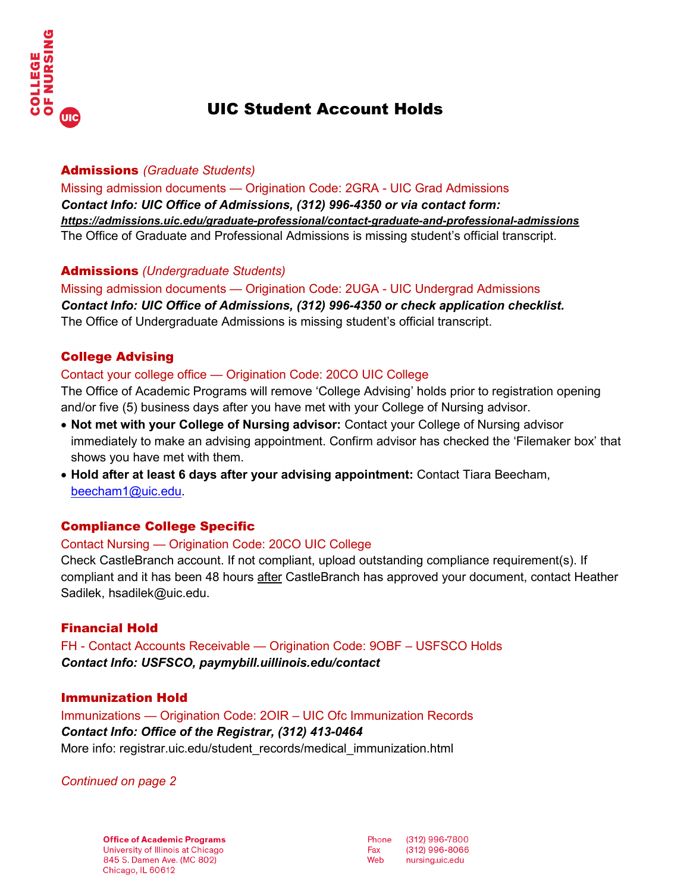# UIC Student Account Holds

## Admissions *(Graduate Students)*

Missing admission documents — Origination Code: 2GRA - UIC Grad Admissions

***Contact Info: UIC Office of Admissions, (312) 996-4350 or via contact form:***
***https://admissions.uic.edu/graduate-professional/contact-graduate-and-professional-admissions***

The Office of Graduate and Professional Admissions is missing student's official transcript.

## Admissions *(Undergraduate Students)*

Missing admission documents — Origination Code: 2UGA - UIC Undergrad Admissions

***Contact Info: UIC Office of Admissions, (312) 996-4350 or check application checklist.***

The Office of Undergraduate Admissions is missing student's official transcript.

## College Advising

Contact your college office — Origination Code: 20CO UIC College

The Office of Academic Programs will remove 'College Advising' holds prior to registration opening and/or five (5) business days after you have met with your College of Nursing advisor.

- **Not met with your College of Nursing advisor:** Contact your College of Nursing advisor immediately to make an advising appointment. Confirm advisor has checked the 'Filemaker box' that shows you have met with them.
- **Hold after at least 6 days after your advising appointment:** Contact Tiara Beecham, beecham1@uic.edu.

## Compliance College Specific

Contact Nursing — Origination Code: 20CO UIC College

Check CastleBranch account. If not compliant, upload outstanding compliance requirement(s). If compliant and it has been 48 hours after CastleBranch has approved your document, contact Heather Sadilek, hsadilek@uic.edu.

## Financial Hold

FH - Contact Accounts Receivable — Origination Code: 9OBF – USFSCO Holds

***Contact Info: USFSCO, paymybill.uillinois.edu/contact***

## Immunization Hold

Immunizations — Origination Code: 2OIR – UIC Ofc Immunization Records

***Contact Info: Office of the Registrar, (312) 413-0464***

More info: registrar.uic.edu/student_records/medical_immunization.html

*Continued on page 2*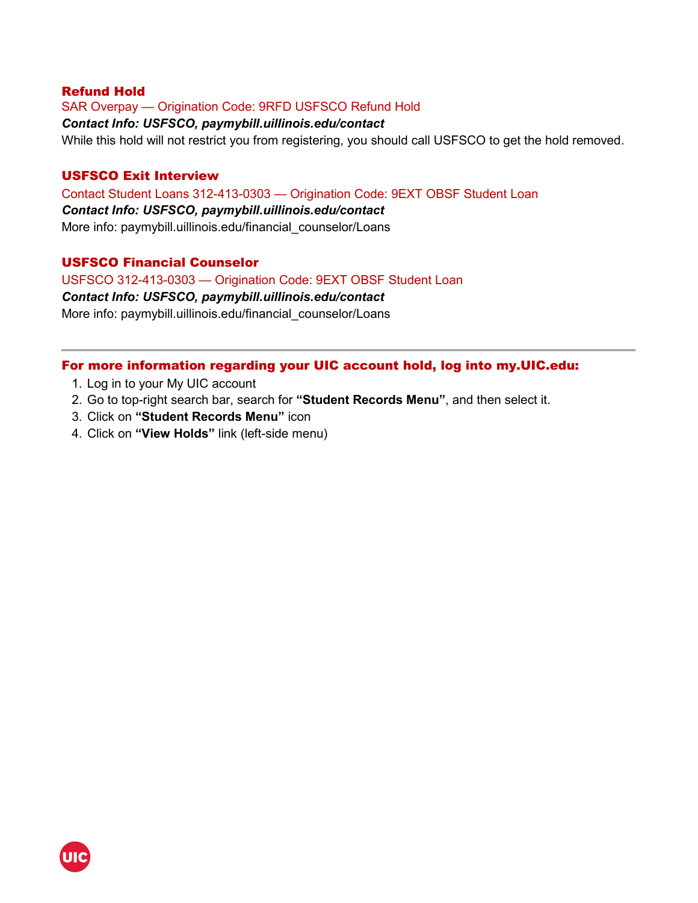### Refund Hold

SAR Overpay — Origination Code: 9RFD USFSCO Refund Hold

***Contact Info: USFSCO, paymybill.uillinois.edu/contact***

While this hold will not restrict you from registering, you should call USFSCO to get the hold removed.

### USFSCO Exit Interview

Contact Student Loans 312-413-0303 — Origination Code: 9EXT OBSF Student Loan

***Contact Info: USFSCO, paymybill.uillinois.edu/contact***

More info: paymybill.uillinois.edu/financial_counselor/Loans

### USFSCO Financial Counselor

USFSCO 312-413-0303 — Origination Code: 9EXT OBSF Student Loan

***Contact Info: USFSCO, paymybill.uillinois.edu/contact***

More info: paymybill.uillinois.edu/financial_counselor/Loans

---

### For more information regarding your UIC account hold, log into my.UIC.edu:

1. Log in to your My UIC account
2. Go to top-right search bar, search for **"Student Records Menu"**, and then select it.
3. Click on **"Student Records Menu"** icon
4. Click on **"View Holds"** link (left-side menu)